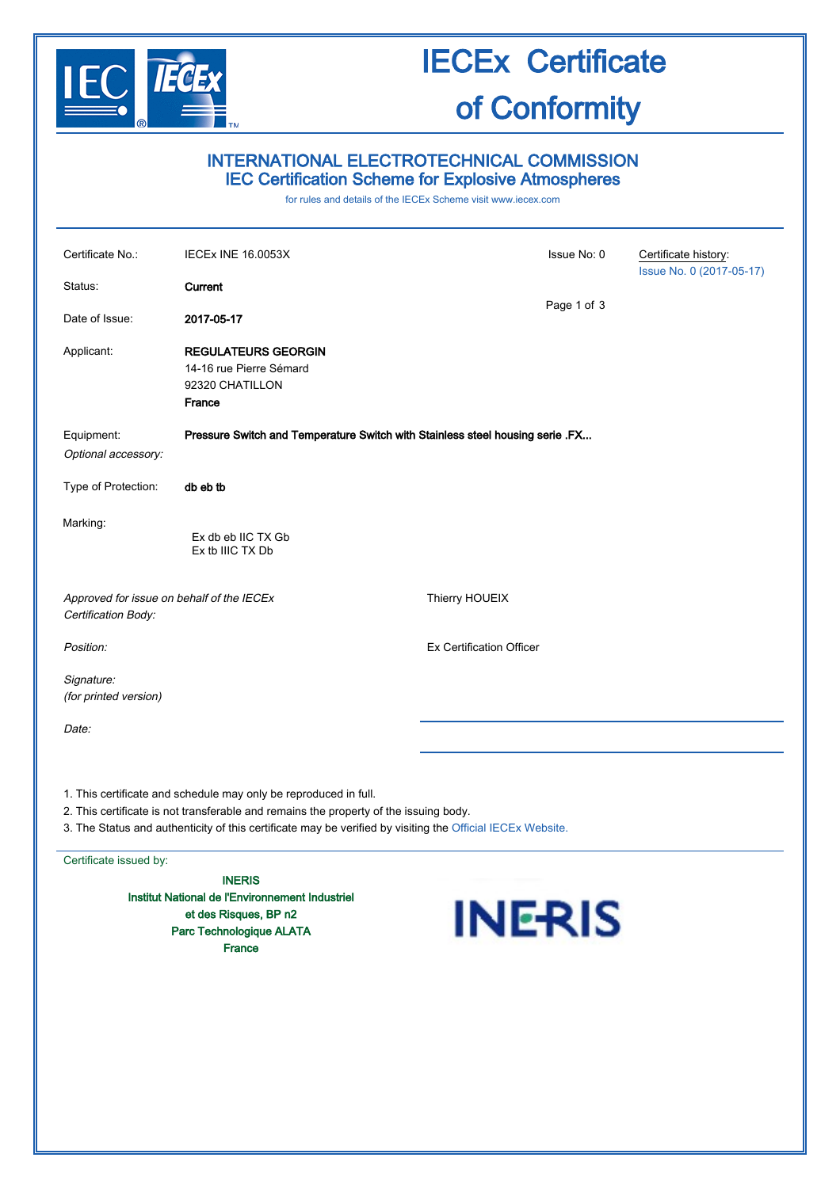# IECEx Certificate of Conformity

## INTERNATIONAL ELECTROTECHNICAL COMMISSION
## IEC Certification Scheme for Explosive Atmospheres

for rules and details of the IECEx Scheme visit www.iecex.com

| | | | |
|---|---|---|---|
| Certificate No.: | IECEx INE 16.0053X | Issue No: 0 | Certificate history: Issue No. 0 (2017-05-17) |
| Status: | **Current** | | |
| Date of Issue: | **2017-05-17** | | |
| Applicant: | **REGULATEURS GEORGIN**<br>14-16 rue Pierre Sémard<br>92320 CHATILLON<br>**France** | | |
| Equipment: | **Pressure Switch and Temperature Switch with Stainless steel housing serie .FX...** | | |
| *Optional accessory:* | | | |
| Type of Protection: | **db eb tb** | | |
| Marking: | Ex db eb IIC TX Gb<br>Ex tb IIIC TX Db | | |

*Approved for issue on behalf of the IECEx Certification Body:* Thierry HOUEIX

*Position:* Ex Certification Officer

*Signature:*
*(for printed version)*

*Date:*

1. This certificate and schedule may only be reproduced in full.
2. This certificate is not transferable and remains the property of the issuing body.
3. The Status and authenticity of this certificate may be verified by visiting the Official IECEx Website.

Certificate issued by:

**INERIS**
**Institut National de l'Environnement Industriel et des Risques, BP n2**
**Parc Technologique ALATA**
**France**

INERIS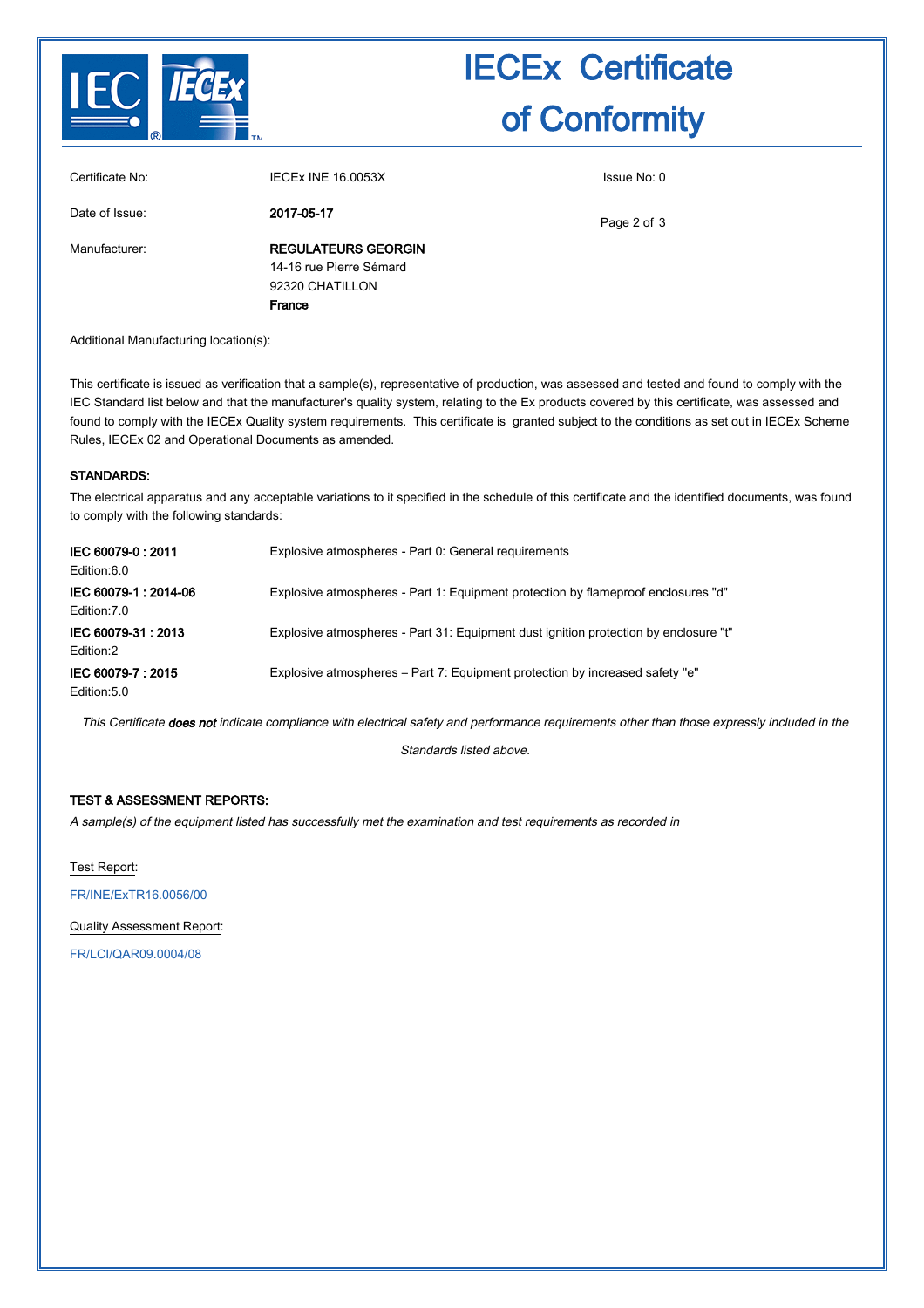# IECEx Certificate of Conformity

| | | |
|---|---|---|
| Certificate No: | IECEx INE 16.0053X | Issue No: 0 |
| Date of Issue: | **2017-05-17** | |
| Manufacturer: | **REGULATEURS GEORGIN**<br>14-16 rue Pierre Sémard<br>92320 CHATILLON<br>**France** | |

Additional Manufacturing location(s):

This certificate is issued as verification that a sample(s), representative of production, was assessed and tested and found to comply with the IEC Standard list below and that the manufacturer's quality system, relating to the Ex products covered by this certificate, was assessed and found to comply with the IECEx Quality system requirements. This certificate is granted subject to the conditions as set out in IECEx Scheme Rules, IECEx 02 and Operational Documents as amended.

**STANDARDS:**

The electrical apparatus and any acceptable variations to it specified in the schedule of this certificate and the identified documents, was found to comply with the following standards:

| | |
|---|---|
| **IEC 60079-0 : 2011**<br>Edition:6.0 | Explosive atmospheres - Part 0: General requirements |
| **IEC 60079-1 : 2014-06**<br>Edition:7.0 | Explosive atmospheres - Part 1: Equipment protection by flameproof enclosures "d" |
| **IEC 60079-31 : 2013**<br>Edition:2 | Explosive atmospheres - Part 31: Equipment dust ignition protection by enclosure "t" |
| **IEC 60079-7 : 2015**<br>Edition:5.0 | Explosive atmospheres – Part 7: Equipment protection by increased safety "e" |

*This Certificate **does not** indicate compliance with electrical safety and performance requirements other than those expressly included in the Standards listed above.*

**TEST & ASSESSMENT REPORTS:**

*A sample(s) of the equipment listed has successfully met the examination and test requirements as recorded in*

Test Report:

FR/INE/ExTR16.0056/00

Quality Assessment Report:

FR/LCI/QAR09.0004/08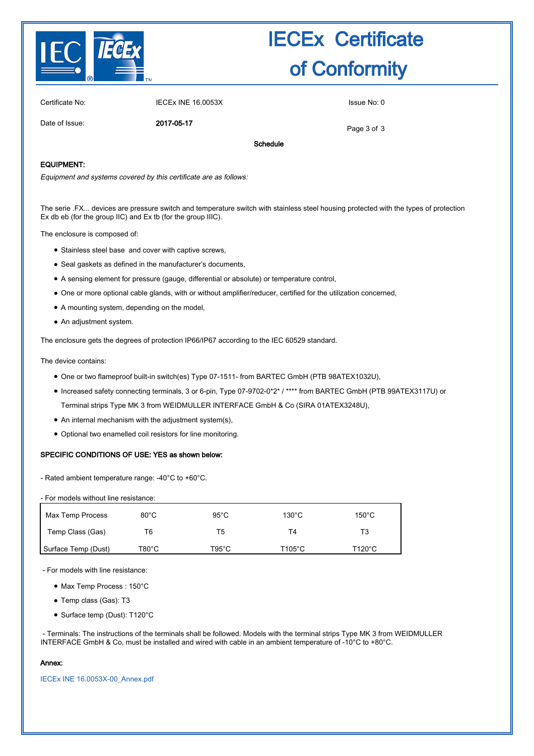# IECEx Certificate of Conformity

Certificate No: IECEx INE 16.0053X

Issue No: 0

Date of Issue: **2017-05-17**

**Schedule**

**EQUIPMENT:**

*Equipment and systems covered by this certificate are as follows:*

The serie .FX... devices are pressure switch and temperature switch with stainless steel housing protected with the types of protection Ex db eb (for the group IIC) and Ex tb (for the group IIIC).

The enclosure is composed of:

- Stainless steel base and cover with captive screws,
- Seal gaskets as defined in the manufacturer's documents,
- A sensing element for pressure (gauge, differential or absolute) or temperature control,
- One or more optional cable glands, with or without amplifier/reducer, certified for the utilization concerned,
- A mounting system, depending on the model,
- An adjustment system.

The enclosure gets the degrees of protection IP66/IP67 according to the IEC 60529 standard.

The device contains:

- One or two flameproof built-in switch(es) Type 07-1511- from BARTEC GmbH (PTB 98ATEX1032U),
- Increased safety connecting terminals, 3 or 6-pin, Type 07-9702-0*2* / **** from BARTEC GmbH (PTB 99ATEX3117U) or Terminal strips Type MK 3 from WEIDMULLER INTERFACE GmbH & Co (SIRA 01ATEX3248U),
- An internal mechanism with the adjustment system(s),
- Optional two enamelled coil resistors for line monitoring.

**SPECIFIC CONDITIONS OF USE: YES as shown below:**

- Rated ambient temperature range: -40°C to +60°C.

- For models without line resistance:

| Max Temp Process | 80°C | 95°C | 130°C | 150°C |
|---|---|---|---|---|
| Temp Class (Gas) | T6 | T5 | T4 | T3 |
| Surface Temp (Dust) | T80°C | T95°C | T105°C | T120°C |

- For models with line resistance:

- Max Temp Process : 150°C
- Temp class (Gas): T3
- Surface temp (Dust): T120°C

- Terminals: The instructions of the terminals shall be followed. Models with the terminal strips Type MK 3 from WEIDMULLER INTERFACE GmbH & Co, must be installed and wired with cable in an ambient temperature of -10°C to +80°C.

**Annex:**

IECEx INE 16.0053X-00_Annex.pdf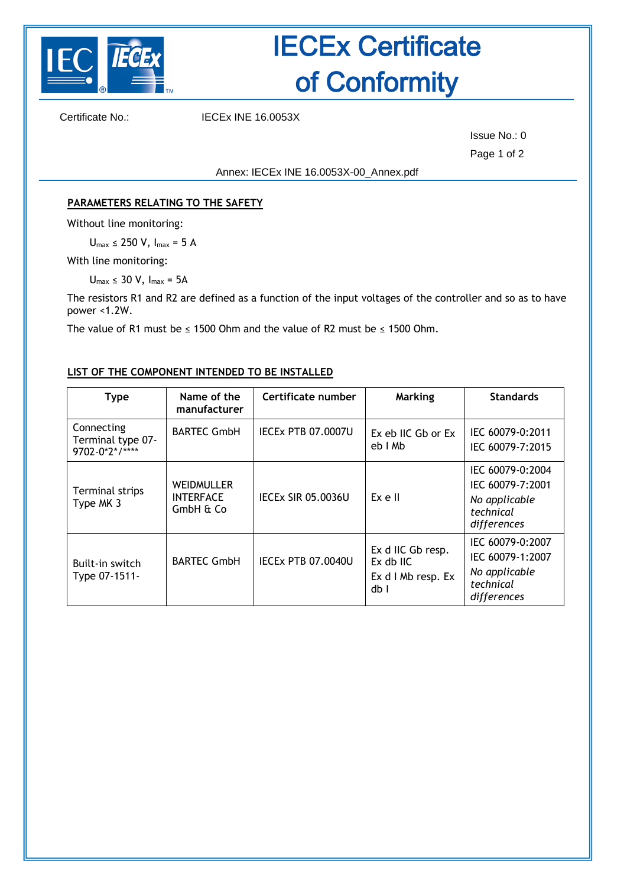# IECEx Certificate of Conformity

Certificate No.: IECEx INE 16.0053X

Issue No.: 0

Annex: IECEx INE 16.0053X-00_Annex.pdf

**PARAMETERS RELATING TO THE SAFETY**

Without line monitoring:

$U_{max} \leq 250$ V, $I_{max} = 5$ A

With line monitoring:

$U_{max} \leq 30$ V, $I_{max} = 5$A

The resistors R1 and R2 are defined as a function of the input voltages of the controller and so as to have power <1.2W.

The value of R1 must be ≤ 1500 Ohm and the value of R2 must be ≤ 1500 Ohm.

**LIST OF THE COMPONENT INTENDED TO BE INSTALLED**

| Type | Name of the manufacturer | Certificate number | Marking | Standards |
|---|---|---|---|---|
| Connecting Terminal type 07-9702-0*2*/**** | BARTEC GmbH | IECEx PTB 07.0007U | Ex eb IIC Gb or Ex eb I Mb | IEC 60079-0:2011<br>IEC 60079-7:2015 |
| Terminal strips Type MK 3 | WEIDMULLER INTERFACE GmbH & Co | IECEx SIR 05.0036U | Ex e II | IEC 60079-0:2004<br>IEC 60079-7:2001<br>*No applicable technical differences* |
| Built-in switch Type 07-1511- | BARTEC GmbH | IECEx PTB 07.0040U | Ex d IIC Gb resp. Ex db IIC<br>Ex d I Mb resp. Ex db I | IEC 60079-0:2007<br>IEC 60079-1:2007<br>*No applicable technical differences* |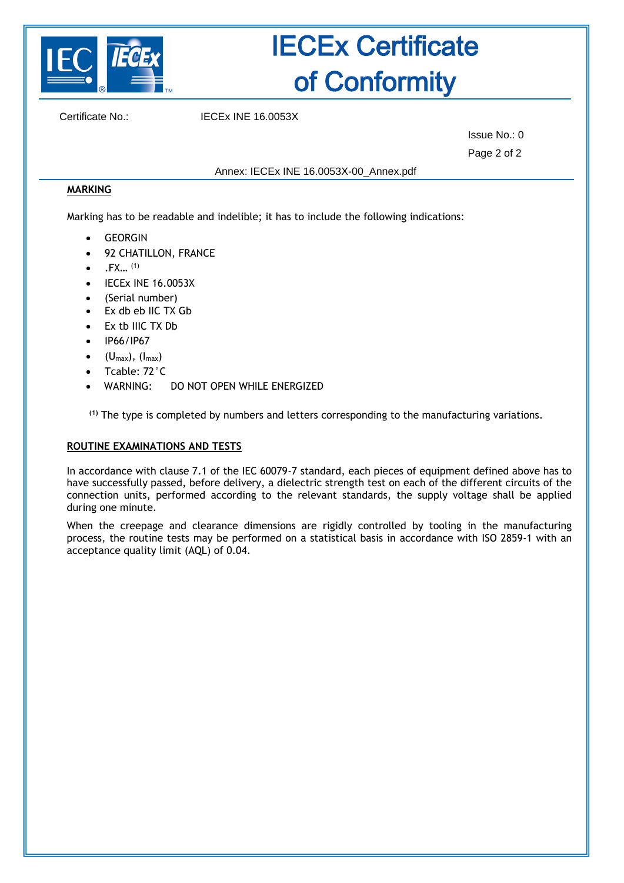Certificate No.: IECEx INE 16.0053X

Issue No.: 0

Annex: IECEx INE 16.0053X-00_Annex.pdf

**MARKING**

Marking has to be readable and indelible; it has to include the following indications:

- GEORGIN
- 92 CHATILLON, FRANCE
- .FX… (1)
- IECEx INE 16.0053X
- (Serial number)
- Ex db eb IIC TX Gb
- Ex tb IIIC TX Db
- IP66/IP67
- ($U_{max}$), ($I_{max}$)
- Tcable: 72°C
- WARNING: DO NOT OPEN WHILE ENERGIZED

(1) The type is completed by numbers and letters corresponding to the manufacturing variations.

**ROUTINE EXAMINATIONS AND TESTS**

In accordance with clause 7.1 of the IEC 60079-7 standard, each pieces of equipment defined above has to have successfully passed, before delivery, a dielectric strength test on each of the different circuits of the connection units, performed according to the relevant standards, the supply voltage shall be applied during one minute.

When the creepage and clearance dimensions are rigidly controlled by tooling in the manufacturing process, the routine tests may be performed on a statistical basis in accordance with ISO 2859-1 with an acceptance quality limit (AQL) of 0.04.